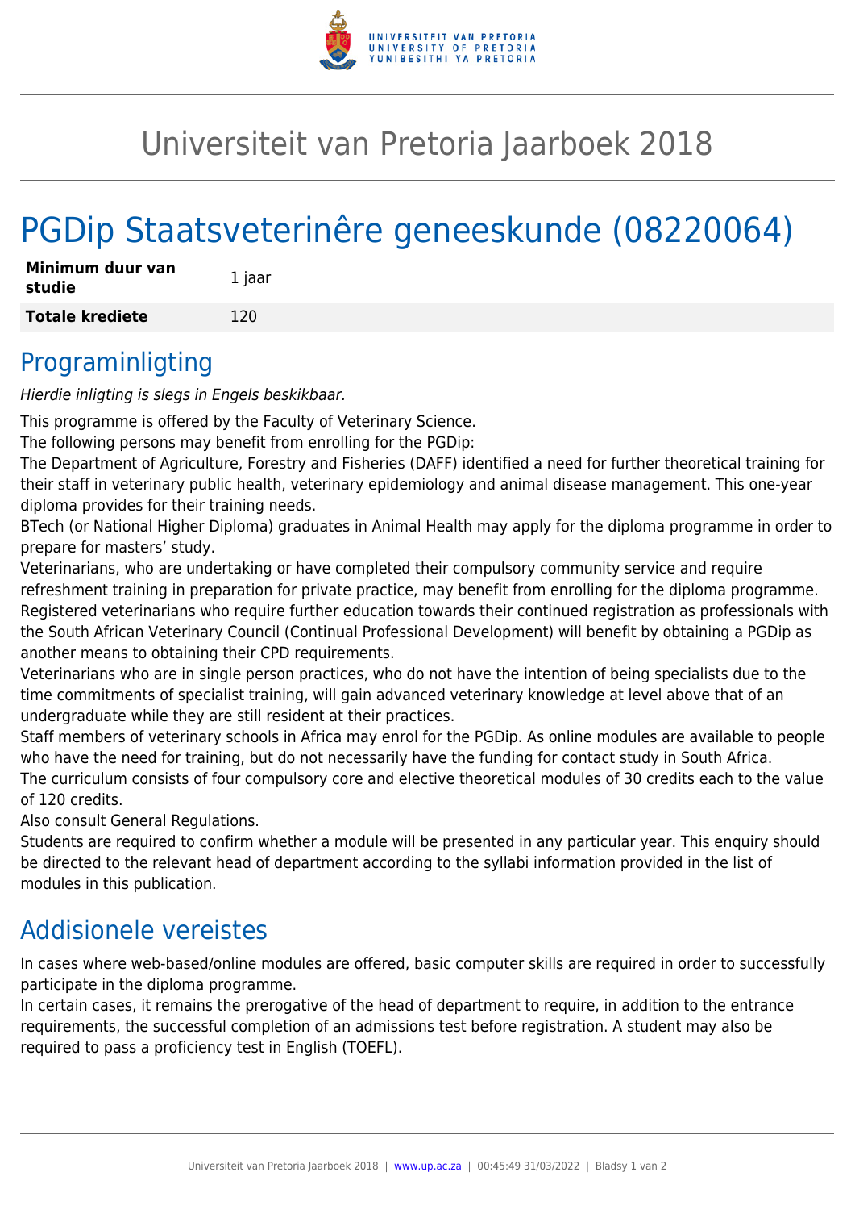# Universiteit van Pretoria Jaarboek 2018

# PGDip Staatsveterinêre geneeskunde (08220064)

| **Minimum duur van studie** | 1 jaar |
| --- | --- |
| **Totale krediete** | 120 |

## Programinligting

*Hierdie inligting is slegs in Engels beskikbaar.*

This programme is offered by the Faculty of Veterinary Science.

The following persons may benefit from enrolling for the PGDip:

The Department of Agriculture, Forestry and Fisheries (DAFF) identified a need for further theoretical training for their staff in veterinary public health, veterinary epidemiology and animal disease management. This one-year diploma provides for their training needs.

BTech (or National Higher Diploma) graduates in Animal Health may apply for the diploma programme in order to prepare for masters' study.

Veterinarians, who are undertaking or have completed their compulsory community service and require refreshment training in preparation for private practice, may benefit from enrolling for the diploma programme.

Registered veterinarians who require further education towards their continued registration as professionals with the South African Veterinary Council (Continual Professional Development) will benefit by obtaining a PGDip as another means to obtaining their CPD requirements.

Veterinarians who are in single person practices, who do not have the intention of being specialists due to the time commitments of specialist training, will gain advanced veterinary knowledge at level above that of an undergraduate while they are still resident at their practices.

Staff members of veterinary schools in Africa may enrol for the PGDip. As online modules are available to people who have the need for training, but do not necessarily have the funding for contact study in South Africa.

The curriculum consists of four compulsory core and elective theoretical modules of 30 credits each to the value of 120 credits.

Also consult General Regulations.

Students are required to confirm whether a module will be presented in any particular year. This enquiry should be directed to the relevant head of department according to the syllabi information provided in the list of modules in this publication.

## Addisionele vereistes

In cases where web-based/online modules are offered, basic computer skills are required in order to successfully participate in the diploma programme.

In certain cases, it remains the prerogative of the head of department to require, in addition to the entrance requirements, the successful completion of an admissions test before registration. A student may also be required to pass a proficiency test in English (TOEFL).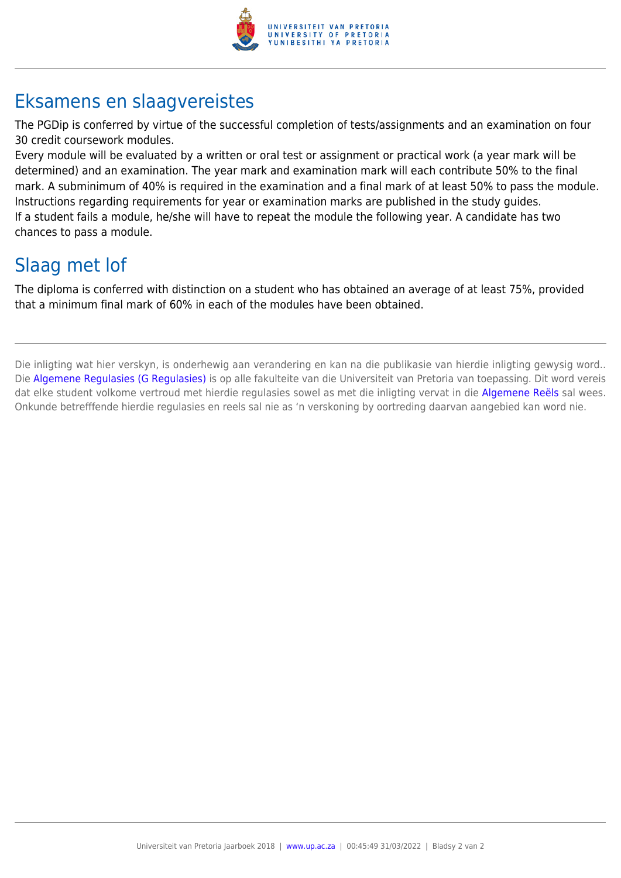## Eksamens en slaagvereistes

The PGDip is conferred by virtue of the successful completion of tests/assignments and an examination on four 30 credit coursework modules.
Every module will be evaluated by a written or oral test or assignment or practical work (a year mark will be determined) and an examination. The year mark and examination mark will each contribute 50% to the final mark. A subminimum of 40% is required in the examination and a final mark of at least 50% to pass the module.
Instructions regarding requirements for year or examination marks are published in the study guides.
If a student fails a module, he/she will have to repeat the module the following year. A candidate has two chances to pass a module.

## Slaag met lof

The diploma is conferred with distinction on a student who has obtained an average of at least 75%, provided that a minimum final mark of 60% in each of the modules have been obtained.

---

Die inligting wat hier verskyn, is onderhewig aan verandering en kan na die publikasie van hierdie inligting gewysig word.. Die Algemene Regulasies (G Regulasies) is op alle fakulteite van die Universiteit van Pretoria van toepassing. Dit word vereis dat elke student volkome vertroud met hierdie regulasies sowel as met die inligting vervat in die Algemene Reëls sal wees. Onkunde betrefffende hierdie regulasies en reels sal nie as 'n verskoning by oortreding daarvan aangebied kan word nie.